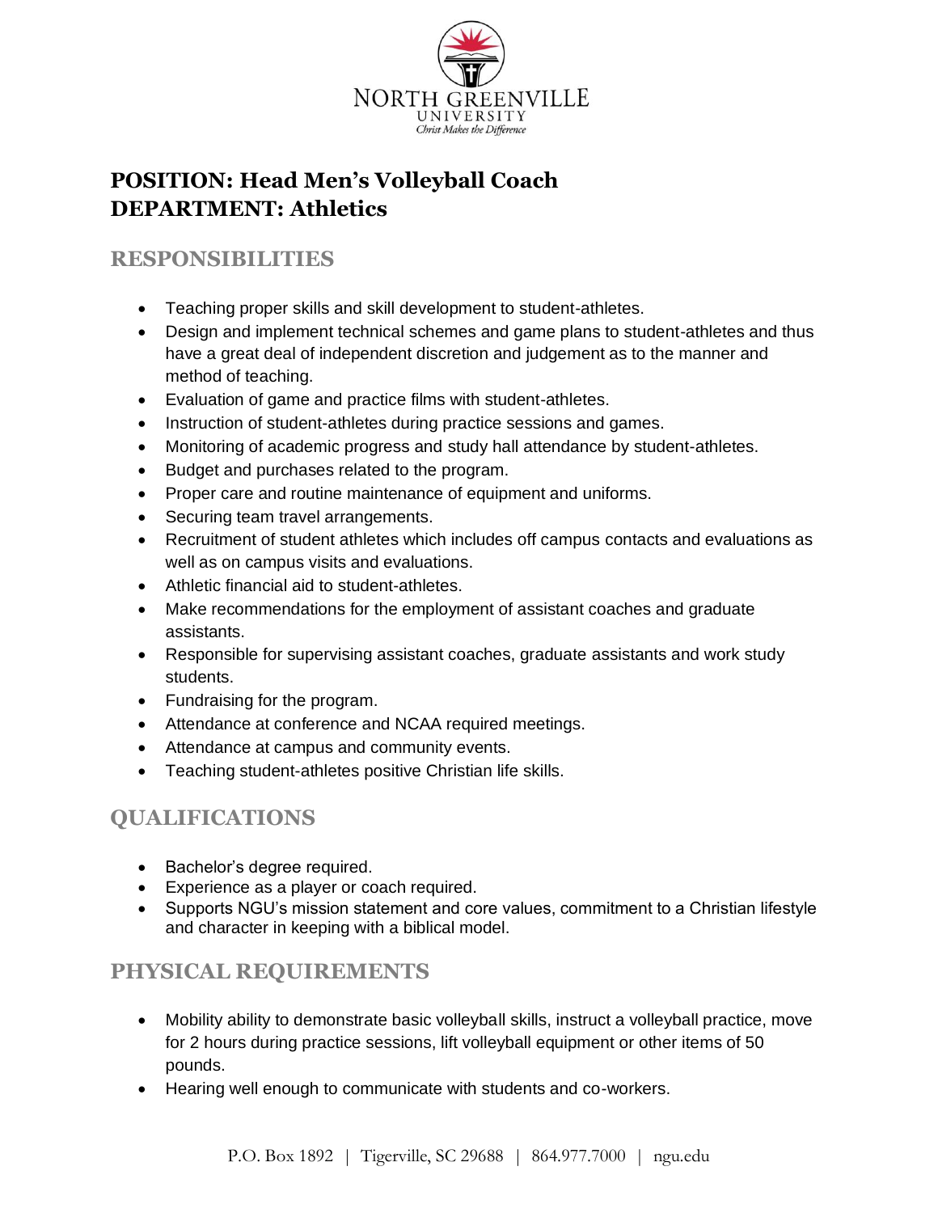NORTH GREENVILLE UNIVERSITY
*Christ Makes the Difference*

# POSITION: Head Men's Volleyball Coach
# DEPARTMENT: Athletics

## RESPONSIBILITIES

- Teaching proper skills and skill development to student-athletes.
- Design and implement technical schemes and game plans to student-athletes and thus have a great deal of independent discretion and judgement as to the manner and method of teaching.
- Evaluation of game and practice films with student-athletes.
- Instruction of student-athletes during practice sessions and games.
- Monitoring of academic progress and study hall attendance by student-athletes.
- Budget and purchases related to the program.
- Proper care and routine maintenance of equipment and uniforms.
- Securing team travel arrangements.
- Recruitment of student athletes which includes off campus contacts and evaluations as well as on campus visits and evaluations.
- Athletic financial aid to student-athletes.
- Make recommendations for the employment of assistant coaches and graduate assistants.
- Responsible for supervising assistant coaches, graduate assistants and work study students.
- Fundraising for the program.
- Attendance at conference and NCAA required meetings.
- Attendance at campus and community events.
- Teaching student-athletes positive Christian life skills.

## QUALIFICATIONS

- Bachelor's degree required.
- Experience as a player or coach required.
- Supports NGU's mission statement and core values, commitment to a Christian lifestyle and character in keeping with a biblical model.

## PHYSICAL REQUIREMENTS

- Mobility ability to demonstrate basic volleyball skills, instruct a volleyball practice, move for 2 hours during practice sessions, lift volleyball equipment or other items of 50 pounds.
- Hearing well enough to communicate with students and co-workers.

P.O. Box 1892 | Tigerville, SC 29688 | 864.977.7000 | ngu.edu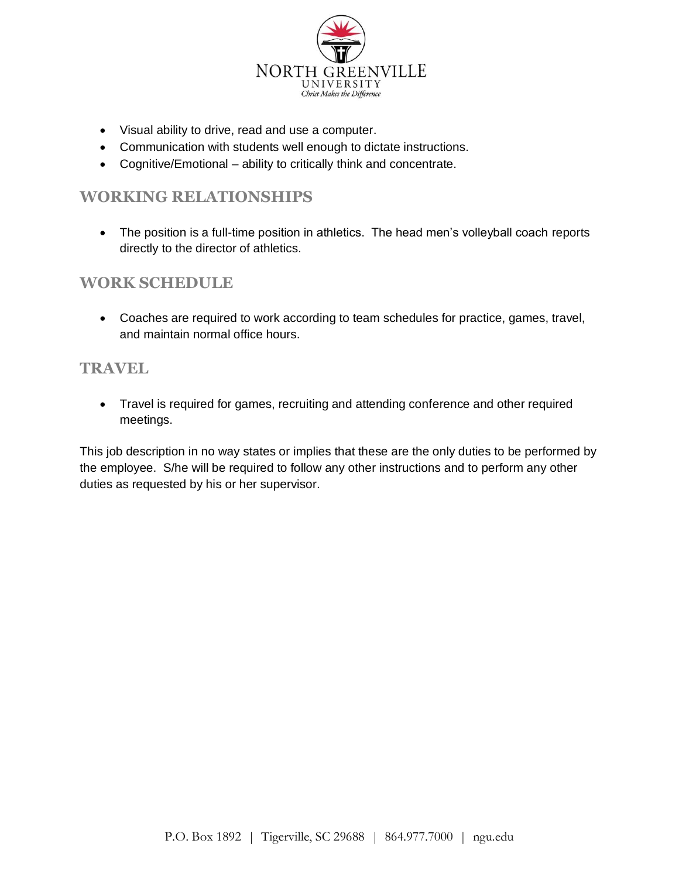- Visual ability to drive, read and use a computer.
- Communication with students well enough to dictate instructions.
- Cognitive/Emotional – ability to critically think and concentrate.

## WORKING RELATIONSHIPS

- The position is a full-time position in athletics. The head men's volleyball coach reports directly to the director of athletics.

## WORK SCHEDULE

- Coaches are required to work according to team schedules for practice, games, travel, and maintain normal office hours.

## TRAVEL

- Travel is required for games, recruiting and attending conference and other required meetings.

This job description in no way states or implies that these are the only duties to be performed by the employee. S/he will be required to follow any other instructions and to perform any other duties as requested by his or her supervisor.